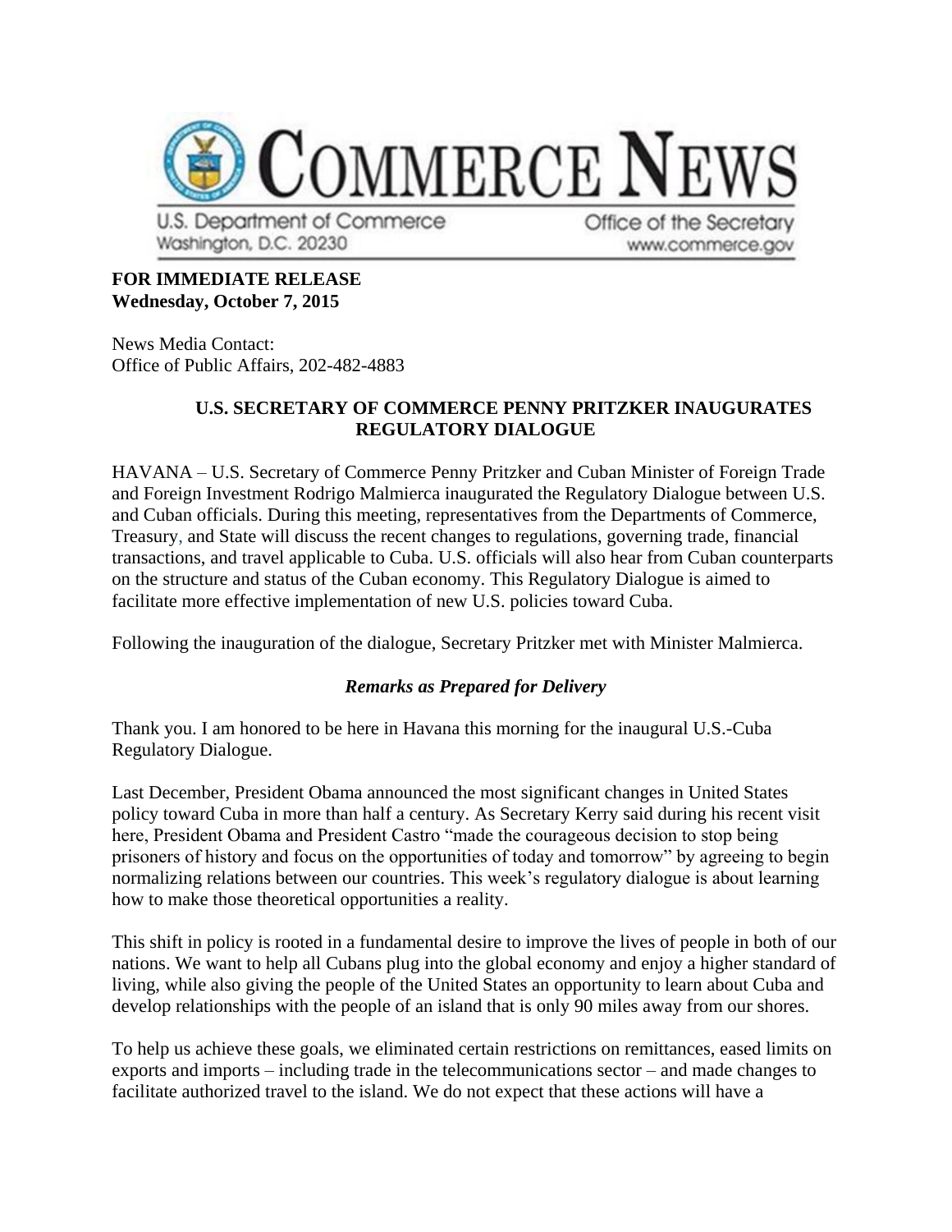# COMMERCE NEWS

U.S. Department of Commerce
Washington, D.C. 20230

Office of the Secretary
www.commerce.gov

**FOR IMMEDIATE RELEASE**
**Wednesday, October 7, 2015**

News Media Contact:
Office of Public Affairs, 202-482-4883

## U.S. SECRETARY OF COMMERCE PENNY PRITZKER INAUGURATES REGULATORY DIALOGUE

HAVANA – U.S. Secretary of Commerce Penny Pritzker and Cuban Minister of Foreign Trade and Foreign Investment Rodrigo Malmierca inaugurated the Regulatory Dialogue between U.S. and Cuban officials. During this meeting, representatives from the Departments of Commerce, Treasury, and State will discuss the recent changes to regulations, governing trade, financial transactions, and travel applicable to Cuba. U.S. officials will also hear from Cuban counterparts on the structure and status of the Cuban economy. This Regulatory Dialogue is aimed to facilitate more effective implementation of new U.S. policies toward Cuba.

Following the inauguration of the dialogue, Secretary Pritzker met with Minister Malmierca.

### *Remarks as Prepared for Delivery*

Thank you. I am honored to be here in Havana this morning for the inaugural U.S.-Cuba Regulatory Dialogue.

Last December, President Obama announced the most significant changes in United States policy toward Cuba in more than half a century. As Secretary Kerry said during his recent visit here, President Obama and President Castro "made the courageous decision to stop being prisoners of history and focus on the opportunities of today and tomorrow" by agreeing to begin normalizing relations between our countries. This week's regulatory dialogue is about learning how to make those theoretical opportunities a reality.

This shift in policy is rooted in a fundamental desire to improve the lives of people in both of our nations. We want to help all Cubans plug into the global economy and enjoy a higher standard of living, while also giving the people of the United States an opportunity to learn about Cuba and develop relationships with the people of an island that is only 90 miles away from our shores.

To help us achieve these goals, we eliminated certain restrictions on remittances, eased limits on exports and imports – including trade in the telecommunications sector – and made changes to facilitate authorized travel to the island. We do not expect that these actions will have a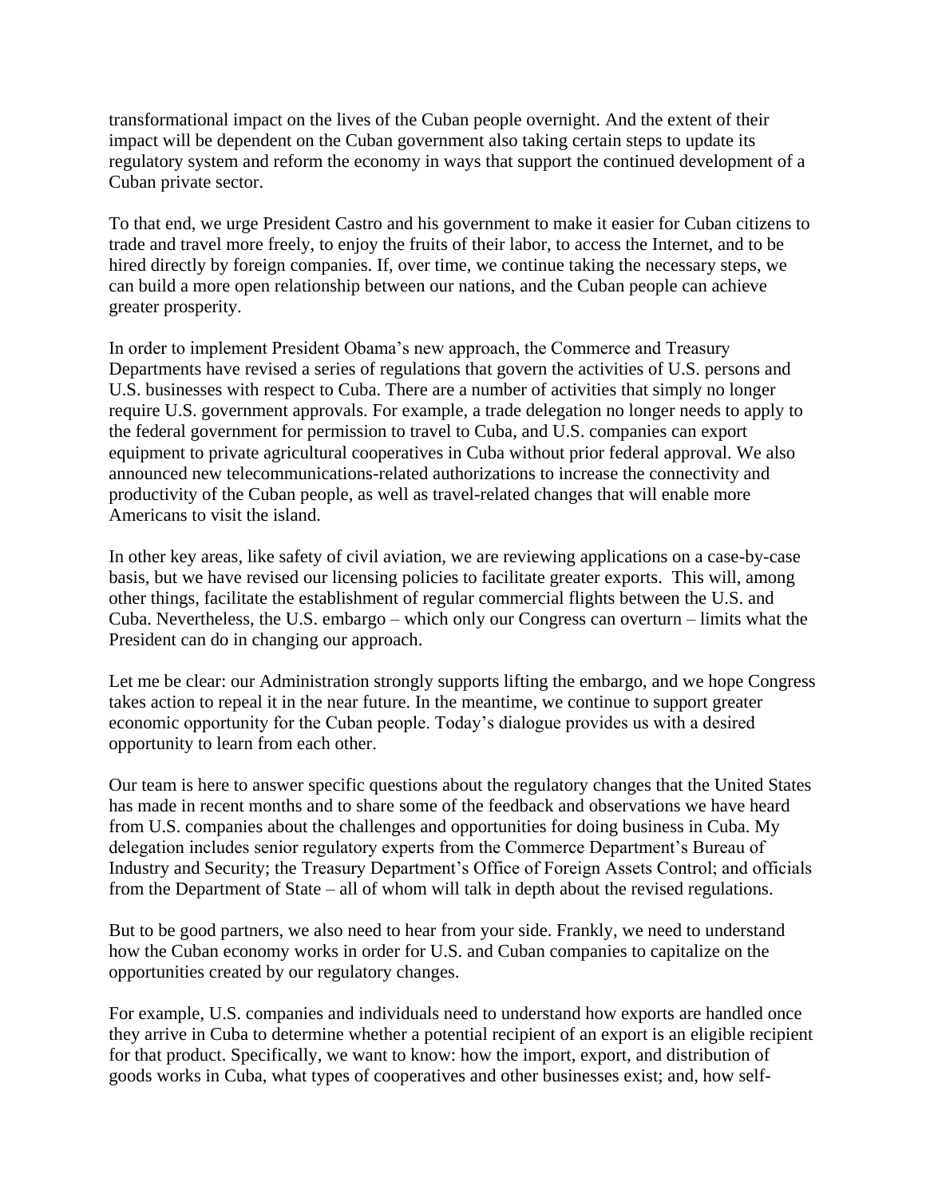transformational impact on the lives of the Cuban people overnight. And the extent of their impact will be dependent on the Cuban government also taking certain steps to update its regulatory system and reform the economy in ways that support the continued development of a Cuban private sector.

To that end, we urge President Castro and his government to make it easier for Cuban citizens to trade and travel more freely, to enjoy the fruits of their labor, to access the Internet, and to be hired directly by foreign companies. If, over time, we continue taking the necessary steps, we can build a more open relationship between our nations, and the Cuban people can achieve greater prosperity.

In order to implement President Obama's new approach, the Commerce and Treasury Departments have revised a series of regulations that govern the activities of U.S. persons and U.S. businesses with respect to Cuba. There are a number of activities that simply no longer require U.S. government approvals. For example, a trade delegation no longer needs to apply to the federal government for permission to travel to Cuba, and U.S. companies can export equipment to private agricultural cooperatives in Cuba without prior federal approval. We also announced new telecommunications-related authorizations to increase the connectivity and productivity of the Cuban people, as well as travel-related changes that will enable more Americans to visit the island.

In other key areas, like safety of civil aviation, we are reviewing applications on a case-by-case basis, but we have revised our licensing policies to facilitate greater exports. This will, among other things, facilitate the establishment of regular commercial flights between the U.S. and Cuba. Nevertheless, the U.S. embargo – which only our Congress can overturn – limits what the President can do in changing our approach.

Let me be clear: our Administration strongly supports lifting the embargo, and we hope Congress takes action to repeal it in the near future. In the meantime, we continue to support greater economic opportunity for the Cuban people. Today's dialogue provides us with a desired opportunity to learn from each other.

Our team is here to answer specific questions about the regulatory changes that the United States has made in recent months and to share some of the feedback and observations we have heard from U.S. companies about the challenges and opportunities for doing business in Cuba. My delegation includes senior regulatory experts from the Commerce Department's Bureau of Industry and Security; the Treasury Department's Office of Foreign Assets Control; and officials from the Department of State – all of whom will talk in depth about the revised regulations.

But to be good partners, we also need to hear from your side. Frankly, we need to understand how the Cuban economy works in order for U.S. and Cuban companies to capitalize on the opportunities created by our regulatory changes.

For example, U.S. companies and individuals need to understand how exports are handled once they arrive in Cuba to determine whether a potential recipient of an export is an eligible recipient for that product. Specifically, we want to know: how the import, export, and distribution of goods works in Cuba, what types of cooperatives and other businesses exist; and, how self-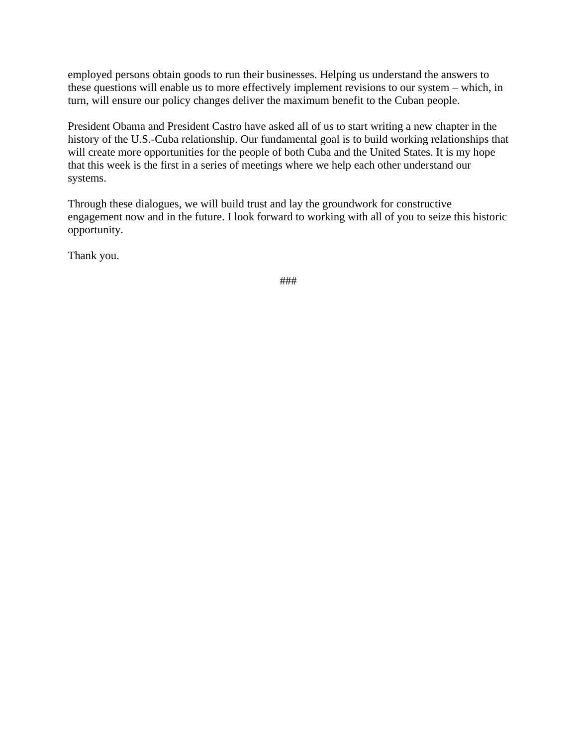employed persons obtain goods to run their businesses. Helping us understand the answers to these questions will enable us to more effectively implement revisions to our system – which, in turn, will ensure our policy changes deliver the maximum benefit to the Cuban people.

President Obama and President Castro have asked all of us to start writing a new chapter in the history of the U.S.-Cuba relationship. Our fundamental goal is to build working relationships that will create more opportunities for the people of both Cuba and the United States. It is my hope that this week is the first in a series of meetings where we help each other understand our systems.

Through these dialogues, we will build trust and lay the groundwork for constructive engagement now and in the future. I look forward to working with all of you to seize this historic opportunity.

Thank you.

###